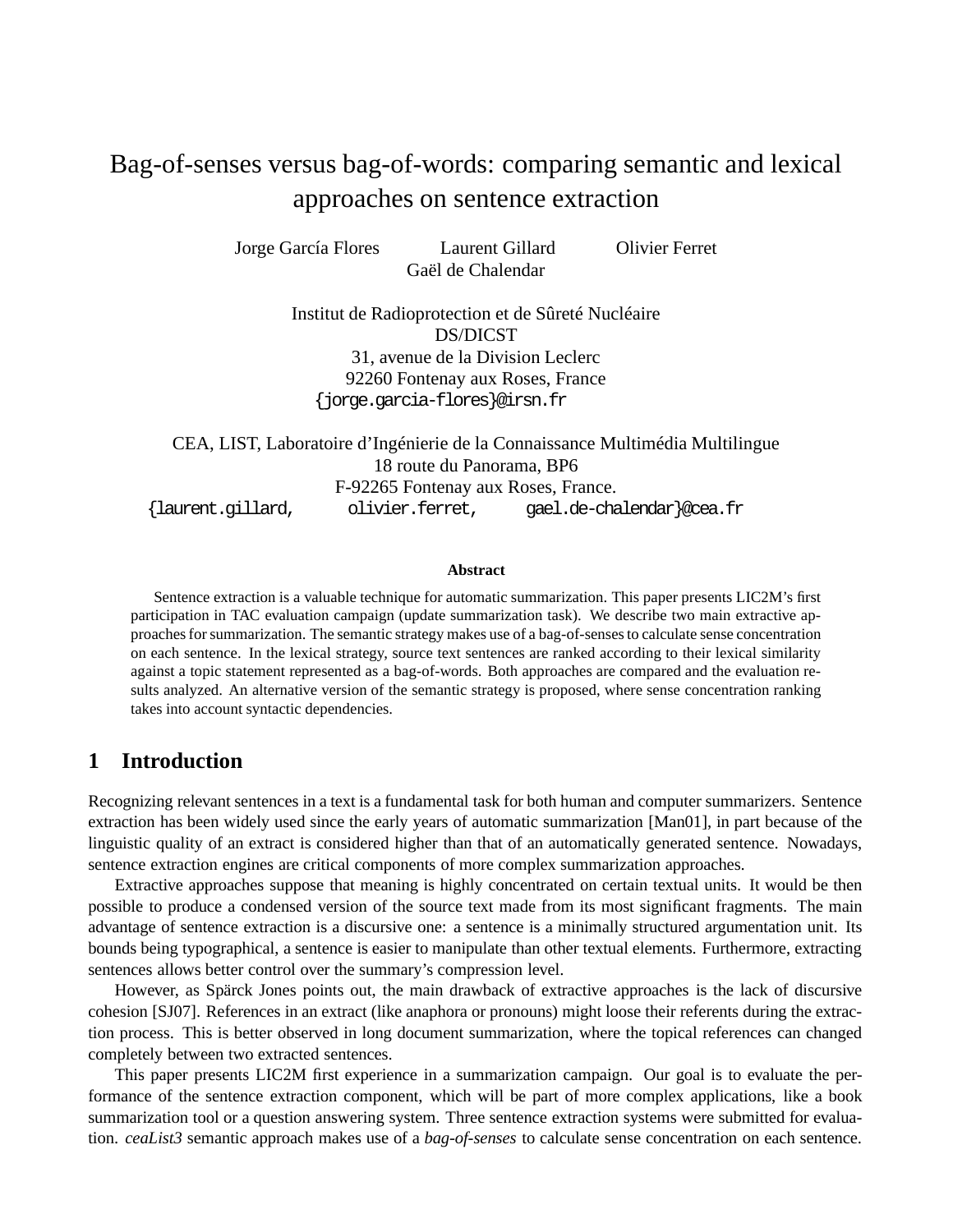# Bag-of-senses versus bag-of-words: comparing semantic and lexical approaches on sentence extraction

Jorge García Flores Laurent Gillard Olivier Ferret
Gaël de Chalendar

Institut de Radioprotection et de Sûreté Nucléaire
DS/DICST
31, avenue de la Division Leclerc
92260 Fontenay aux Roses, France
{jorge.garcia-flores}@irsn.fr

CEA, LIST, Laboratoire d'Ingénierie de la Connaissance Multimédia Multilingue
18 route du Panorama, BP6
F-92265 Fontenay aux Roses, France.
{laurent.gillard, olivier.ferret, gael.de-chalendar}@cea.fr

**Abstract**

Sentence extraction is a valuable technique for automatic summarization. This paper presents LIC2M's first participation in TAC evaluation campaign (update summarization task). We describe two main extractive approaches for summarization. The semantic strategy makes use of a bag-of-senses to calculate sense concentration on each sentence. In the lexical strategy, source text sentences are ranked according to their lexical similarity against a topic statement represented as a bag-of-words. Both approaches are compared and the evaluation results analyzed. An alternative version of the semantic strategy is proposed, where sense concentration ranking takes into account syntactic dependencies.

## 1 Introduction

Recognizing relevant sentences in a text is a fundamental task for both human and computer summarizers. Sentence extraction has been widely used since the early years of automatic summarization [Man01], in part because of the linguistic quality of an extract is considered higher than that of an automatically generated sentence. Nowadays, sentence extraction engines are critical components of more complex summarization approaches.

Extractive approaches suppose that meaning is highly concentrated on certain textual units. It would be then possible to produce a condensed version of the source text made from its most significant fragments. The main advantage of sentence extraction is a discursive one: a sentence is a minimally structured argumentation unit. Its bounds being typographical, a sentence is easier to manipulate than other textual elements. Furthermore, extracting sentences allows better control over the summary's compression level.

However, as Spärck Jones points out, the main drawback of extractive approaches is the lack of discursive cohesion [SJ07]. References in an extract (like anaphora or pronouns) might loose their referents during the extraction process. This is better observed in long document summarization, where the topical references can changed completely between two extracted sentences.

This paper presents LIC2M first experience in a summarization campaign. Our goal is to evaluate the performance of the sentence extraction component, which will be part of more complex applications, like a book summarization tool or a question answering system. Three sentence extraction systems were submitted for evaluation. *ceaList3* semantic approach makes use of a *bag-of-senses* to calculate sense concentration on each sentence.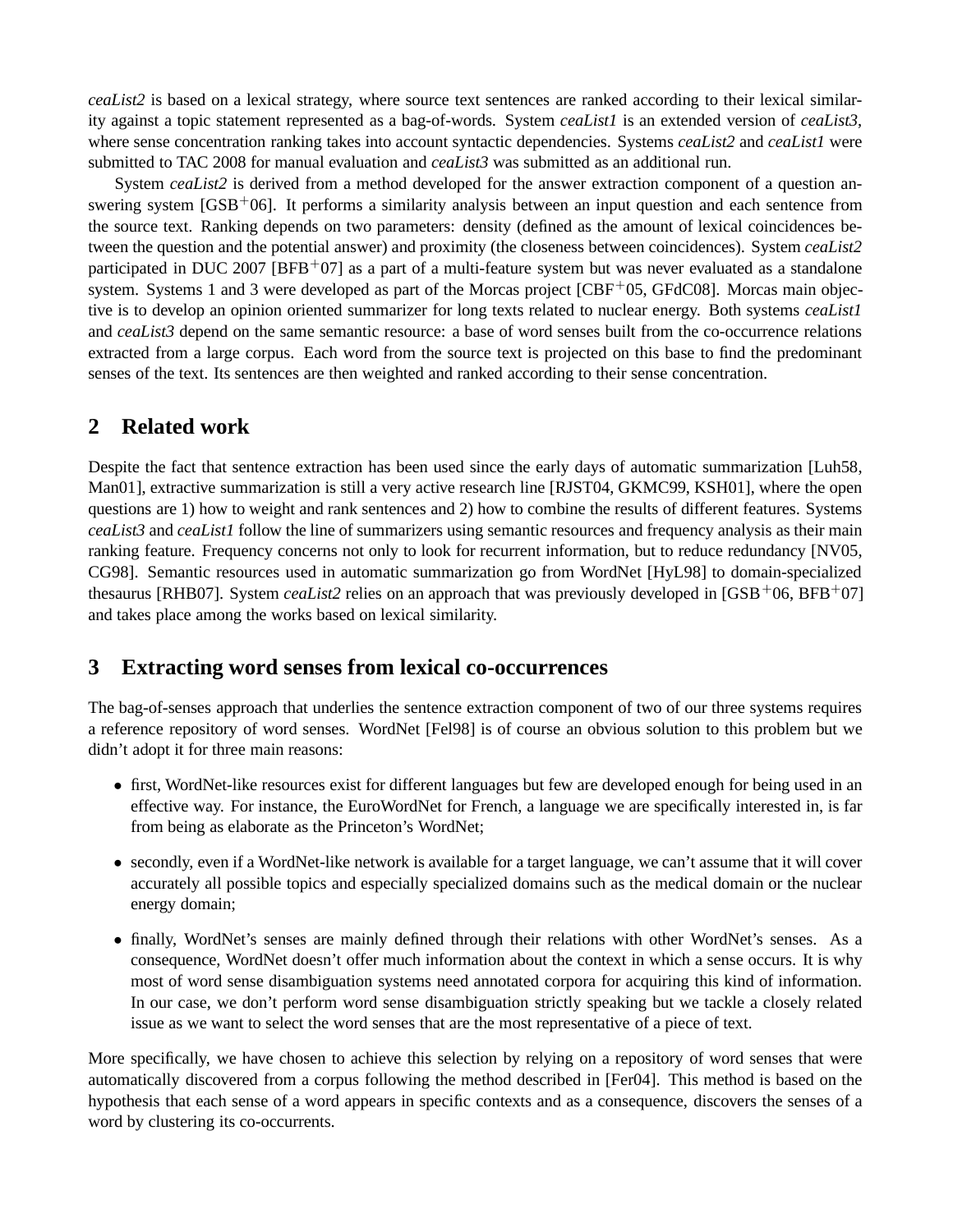*ceaList2* is based on a lexical strategy, where source text sentences are ranked according to their lexical similarity against a topic statement represented as a bag-of-words. System *ceaList1* is an extended version of *ceaList3*, where sense concentration ranking takes into account syntactic dependencies. Systems *ceaList2* and *ceaList1* were submitted to TAC 2008 for manual evaluation and *ceaList3* was submitted as an additional run.

System *ceaList2* is derived from a method developed for the answer extraction component of a question answering system [GSB$^+$06]. It performs a similarity analysis between an input question and each sentence from the source text. Ranking depends on two parameters: density (defined as the amount of lexical coincidences between the question and the potential answer) and proximity (the closeness between coincidences). System *ceaList2* participated in DUC 2007 [BFB$^+$07] as a part of a multi-feature system but was never evaluated as a standalone system. Systems 1 and 3 were developed as part of the Morcas project [CBF$^+$05, GFdC08]. Morcas main objective is to develop an opinion oriented summarizer for long texts related to nuclear energy. Both systems *ceaList1* and *ceaList3* depend on the same semantic resource: a base of word senses built from the co-occurrence relations extracted from a large corpus. Each word from the source text is projected on this base to find the predominant senses of the text. Its sentences are then weighted and ranked according to their sense concentration.

## 2 Related work

Despite the fact that sentence extraction has been used since the early days of automatic summarization [Luh58, Man01], extractive summarization is still a very active research line [RJST04, GKMC99, KSH01], where the open questions are 1) how to weight and rank sentences and 2) how to combine the results of different features. Systems *ceaList3* and *ceaList1* follow the line of summarizers using semantic resources and frequency analysis as their main ranking feature. Frequency concerns not only to look for recurrent information, but to reduce redundancy [NV05, CG98]. Semantic resources used in automatic summarization go from WordNet [HyL98] to domain-specialized thesaurus [RHB07]. System *ceaList2* relies on an approach that was previously developed in [GSB$^+$06, BFB$^+$07] and takes place among the works based on lexical similarity.

## 3 Extracting word senses from lexical co-occurrences

The bag-of-senses approach that underlies the sentence extraction component of two of our three systems requires a reference repository of word senses. WordNet [Fel98] is of course an obvious solution to this problem but we didn't adopt it for three main reasons:

- first, WordNet-like resources exist for different languages but few are developed enough for being used in an effective way. For instance, the EuroWordNet for French, a language we are specifically interested in, is far from being as elaborate as the Princeton's WordNet;
- secondly, even if a WordNet-like network is available for a target language, we can't assume that it will cover accurately all possible topics and especially specialized domains such as the medical domain or the nuclear energy domain;
- finally, WordNet's senses are mainly defined through their relations with other WordNet's senses. As a consequence, WordNet doesn't offer much information about the context in which a sense occurs. It is why most of word sense disambiguation systems need annotated corpora for acquiring this kind of information. In our case, we don't perform word sense disambiguation strictly speaking but we tackle a closely related issue as we want to select the word senses that are the most representative of a piece of text.

More specifically, we have chosen to achieve this selection by relying on a repository of word senses that were automatically discovered from a corpus following the method described in [Fer04]. This method is based on the hypothesis that each sense of a word appears in specific contexts and as a consequence, discovers the senses of a word by clustering its co-occurrents.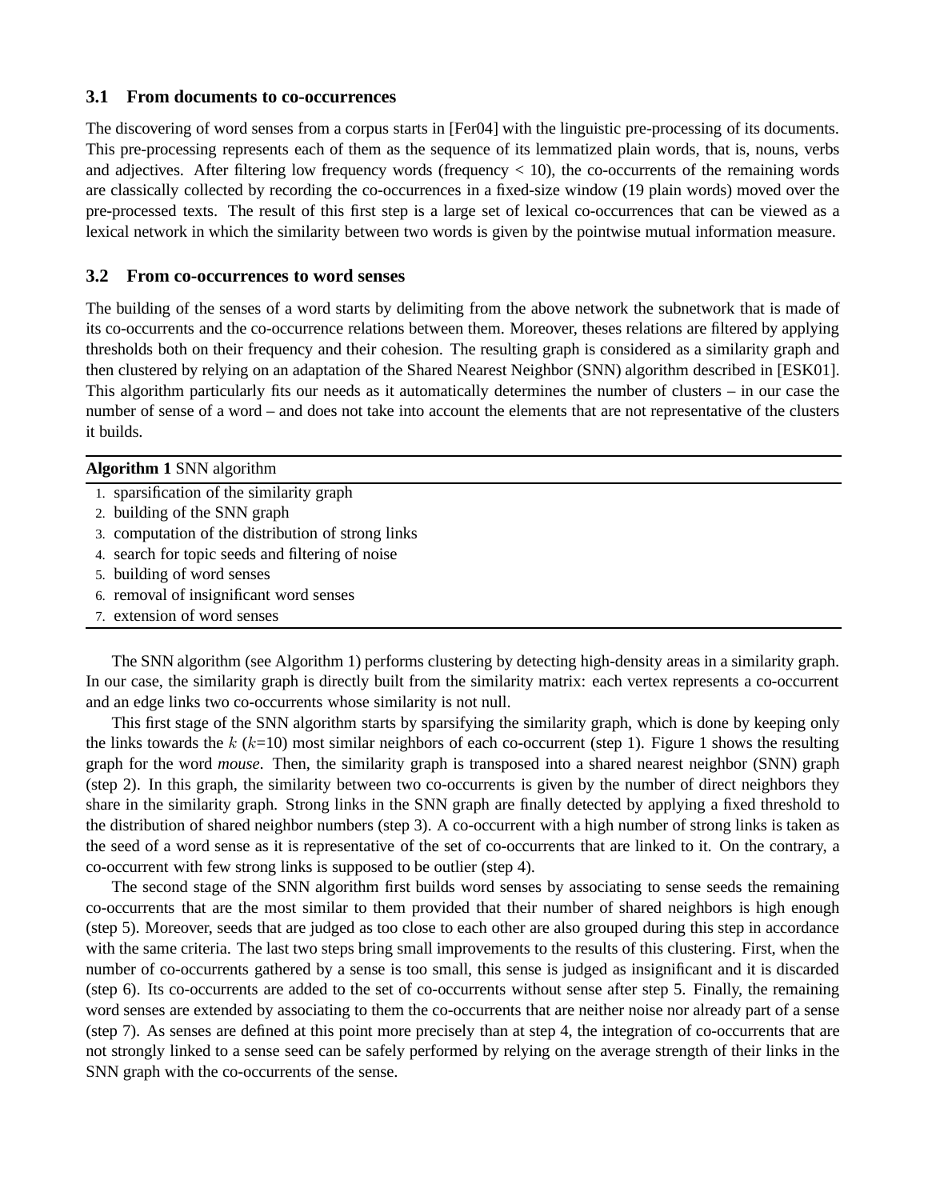### 3.1 From documents to co-occurrences

The discovering of word senses from a corpus starts in [Fer04] with the linguistic pre-processing of its documents. This pre-processing represents each of them as the sequence of its lemmatized plain words, that is, nouns, verbs and adjectives. After filtering low frequency words (frequency < 10), the co-occurrents of the remaining words are classically collected by recording the co-occurrences in a fixed-size window (19 plain words) moved over the pre-processed texts. The result of this first step is a large set of lexical co-occurrences that can be viewed as a lexical network in which the similarity between two words is given by the pointwise mutual information measure.

### 3.2 From co-occurrences to word senses

The building of the senses of a word starts by delimiting from the above network the subnetwork that is made of its co-occurrents and the co-occurrence relations between them. Moreover, theses relations are filtered by applying thresholds both on their frequency and their cohesion. The resulting graph is considered as a similarity graph and then clustered by relying on an adaptation of the Shared Nearest Neighbor (SNN) algorithm described in [ESK01]. This algorithm particularly fits our needs as it automatically determines the number of clusters – in our case the number of sense of a word – and does not take into account the elements that are not representative of the clusters it builds.

**Algorithm 1** SNN algorithm

1. sparsification of the similarity graph
2. building of the SNN graph
3. computation of the distribution of strong links
4. search for topic seeds and filtering of noise
5. building of word senses
6. removal of insignificant word senses
7. extension of word senses

The SNN algorithm (see Algorithm 1) performs clustering by detecting high-density areas in a similarity graph. In our case, the similarity graph is directly built from the similarity matrix: each vertex represents a co-occurrent and an edge links two co-occurrents whose similarity is not null.

This first stage of the SNN algorithm starts by sparsifying the similarity graph, which is done by keeping only the links towards the $k$ ($k$=10) most similar neighbors of each co-occurrent (step 1). Figure 1 shows the resulting graph for the word *mouse*. Then, the similarity graph is transposed into a shared nearest neighbor (SNN) graph (step 2). In this graph, the similarity between two co-occurrents is given by the number of direct neighbors they share in the similarity graph. Strong links in the SNN graph are finally detected by applying a fixed threshold to the distribution of shared neighbor numbers (step 3). A co-occurrent with a high number of strong links is taken as the seed of a word sense as it is representative of the set of co-occurrents that are linked to it. On the contrary, a co-occurrent with few strong links is supposed to be outlier (step 4).

The second stage of the SNN algorithm first builds word senses by associating to sense seeds the remaining co-occurrents that are the most similar to them provided that their number of shared neighbors is high enough (step 5). Moreover, seeds that are judged as too close to each other are also grouped during this step in accordance with the same criteria. The last two steps bring small improvements to the results of this clustering. First, when the number of co-occurrents gathered by a sense is too small, this sense is judged as insignificant and it is discarded (step 6). Its co-occurrents are added to the set of co-occurrents without sense after step 5. Finally, the remaining word senses are extended by associating to them the co-occurrents that are neither noise nor already part of a sense (step 7). As senses are defined at this point more precisely than at step 4, the integration of co-occurrents that are not strongly linked to a sense seed can be safely performed by relying on the average strength of their links in the SNN graph with the co-occurrents of the sense.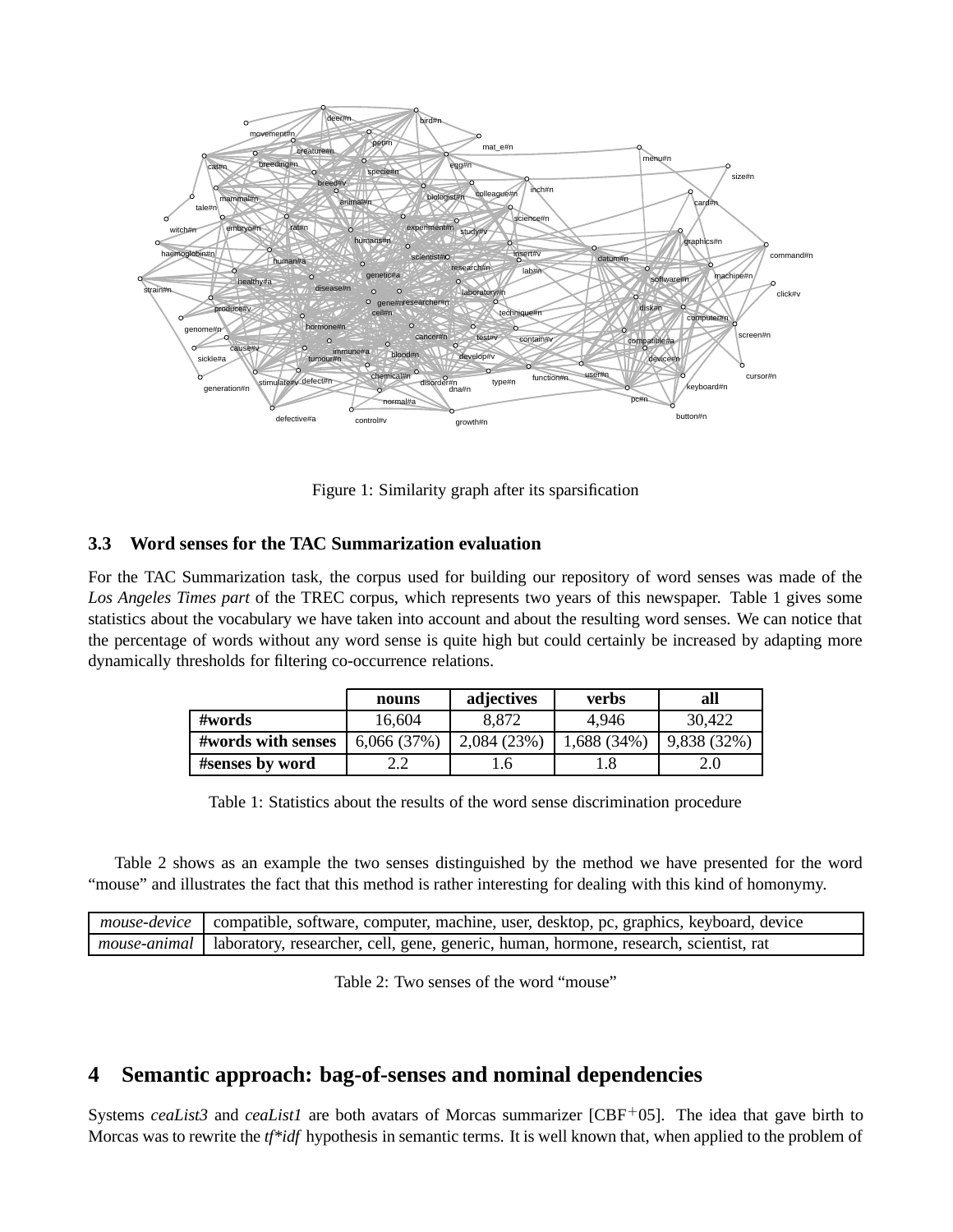Figure 1: Similarity graph after its sparsification

### 3.3 Word senses for the TAC Summarization evaluation

For the TAC Summarization task, the corpus used for building our repository of word senses was made of the *Los Angeles Times part* of the TREC corpus, which represents two years of this newspaper. Table 1 gives some statistics about the vocabulary we have taken into account and about the resulting word senses. We can notice that the percentage of words without any word sense is quite high but could certainly be increased by adapting more dynamically thresholds for filtering co-occurrence relations.

| | **nouns** | **adjectives** | **verbs** | **all** |
|---|---|---|---|---|
| **#words** | 16,604 | 8,872 | 4,946 | 30,422 |
| **#words with senses** | 6,066 (37%) | 2,084 (23%) | 1,688 (34%) | 9,838 (32%) |
| **#senses by word** | 2.2 | 1.6 | 1.8 | 2.0 |

Table 1: Statistics about the results of the word sense discrimination procedure

Table 2 shows as an example the two senses distinguished by the method we have presented for the word "mouse" and illustrates the fact that this method is rather interesting for dealing with this kind of homonymy.

| | |
|---|---|
| *mouse-device* | compatible, software, computer, machine, user, desktop, pc, graphics, keyboard, device |
| *mouse-animal* | laboratory, researcher, cell, gene, generic, human, hormone, research, scientist, rat |

Table 2: Two senses of the word "mouse"

## 4 Semantic approach: bag-of-senses and nominal dependencies

Systems *ceaList3* and *ceaList1* are both avatars of Morcas summarizer [CBF+05]. The idea that gave birth to Morcas was to rewrite the *tf\*idf* hypothesis in semantic terms. It is well known that, when applied to the problem of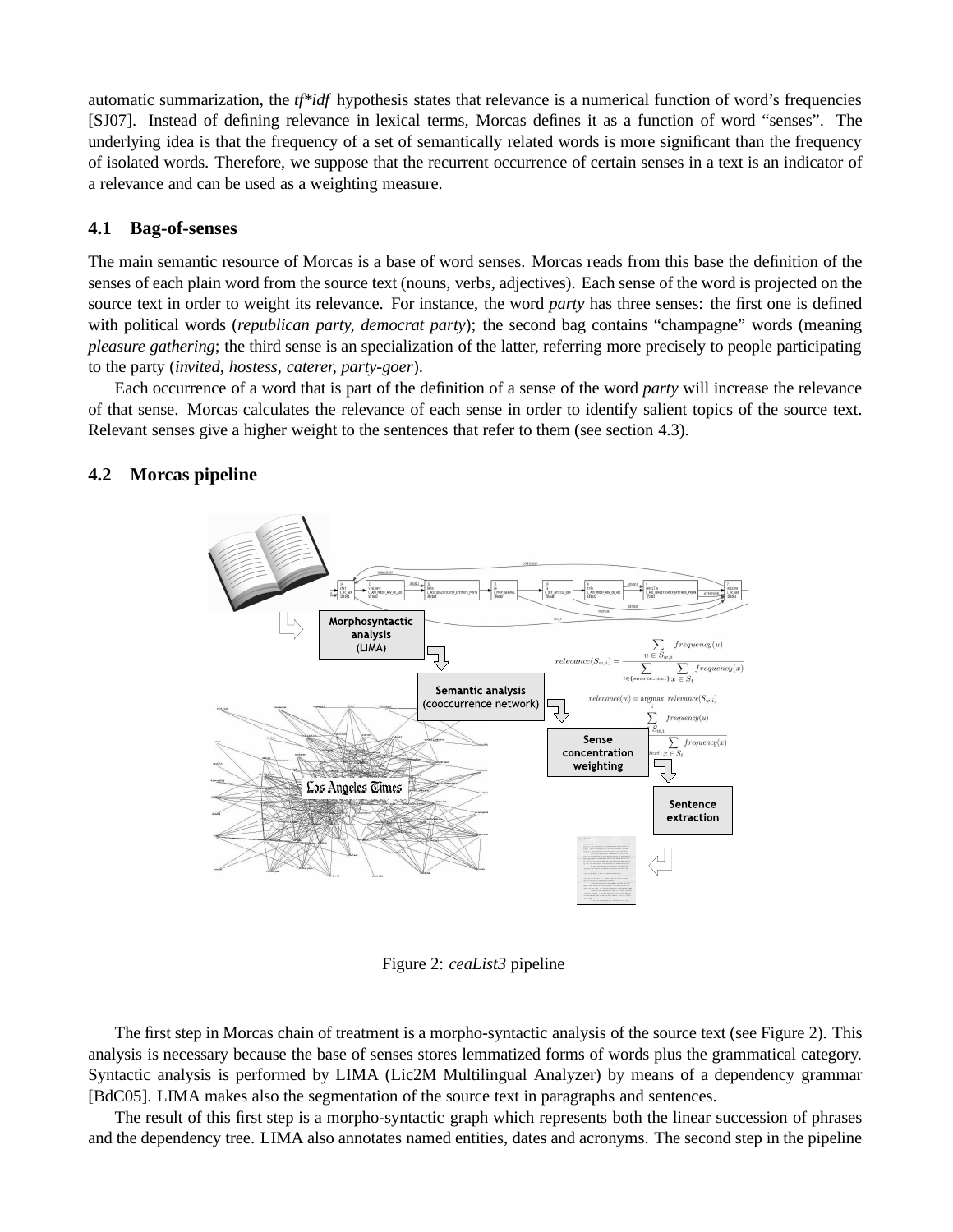automatic summarization, the *tf*idf* hypothesis states that relevance is a numerical function of word's frequencies [SJ07]. Instead of defining relevance in lexical terms, Morcas defines it as a function of word "senses". The underlying idea is that the frequency of a set of semantically related words is more significant than the frequency of isolated words. Therefore, we suppose that the recurrent occurrence of certain senses in a text is an indicator of a relevance and can be used as a weighting measure.

### 4.1 Bag-of-senses

The main semantic resource of Morcas is a base of word senses. Morcas reads from this base the definition of the senses of each plain word from the source text (nouns, verbs, adjectives). Each sense of the word is projected on the source text in order to weight its relevance. For instance, the word *party* has three senses: the first one is defined with political words (*republican party, democrat party*); the second bag contains "champagne" words (meaning *pleasure gathering*; the third sense is an specialization of the latter, referring more precisely to people participating to the party (*invited, hostess, caterer, party-goer*).

Each occurrence of a word that is part of the definition of a sense of the word *party* will increase the relevance of that sense. Morcas calculates the relevance of each sense in order to identify salient topics of the source text. Relevant senses give a higher weight to the sentences that refer to them (see section 4.3).

### 4.2 Morcas pipeline

Figure 2: *ceaList3* pipeline

The first step in Morcas chain of treatment is a morpho-syntactic analysis of the source text (see Figure 2). This analysis is necessary because the base of senses stores lemmatized forms of words plus the grammatical category. Syntactic analysis is performed by LIMA (Lic2M Multilingual Analyzer) by means of a dependency grammar [BdC05]. LIMA makes also the segmentation of the source text in paragraphs and sentences.

The result of this first step is a morpho-syntactic graph which represents both the linear succession of phrases and the dependency tree. LIMA also annotates named entities, dates and acronyms. The second step in the pipeline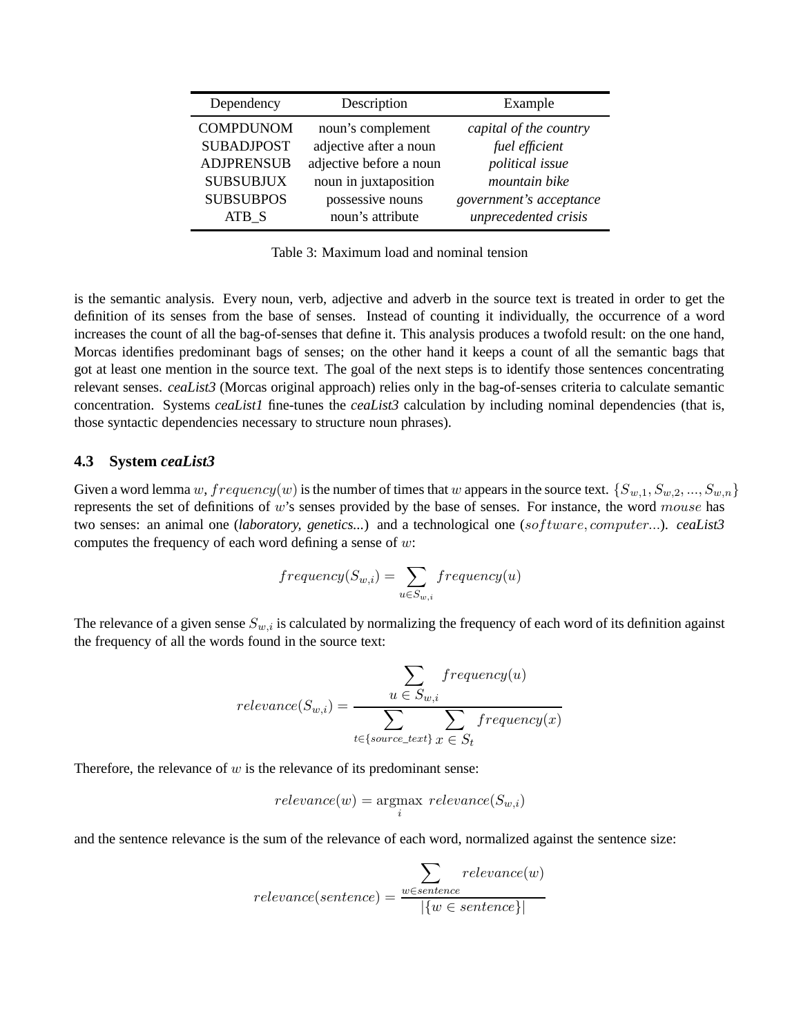| Dependency | Description | Example |
|---|---|---|
| COMPDUNOM | noun's complement | *capital of the country* |
| SUBADJPOST | adjective after a noun | *fuel efficient* |
| ADJPRENSUB | adjective before a noun | *political issue* |
| SUBSUBJUX | noun in juxtaposition | *mountain bike* |
| SUBSUBPOS | possessive nouns | *government's acceptance* |
| ATB_S | noun's attribute | *unprecedented crisis* |

Table 3: Maximum load and nominal tension

is the semantic analysis. Every noun, verb, adjective and adverb in the source text is treated in order to get the definition of its senses from the base of senses. Instead of counting it individually, the occurrence of a word increases the count of all the bag-of-senses that define it. This analysis produces a twofold result: on the one hand, Morcas identifies predominant bags of senses; on the other hand it keeps a count of all the semantic bags that got at least one mention in the source text. The goal of the next steps is to identify those sentences concentrating relevant senses. *ceaList3* (Morcas original approach) relies only in the bag-of-senses criteria to calculate semantic concentration. Systems *ceaList1* fine-tunes the *ceaList3* calculation by including nominal dependencies (that is, those syntactic dependencies necessary to structure noun phrases).

### 4.3 System *ceaList3*

Given a word lemma $w$, $frequency(w)$ is the number of times that $w$ appears in the source text. $\{S_{w,1}, S_{w,2}, ..., S_{w,n}\}$ represents the set of definitions of $w$'s senses provided by the base of senses. For instance, the word $mouse$ has two senses: an animal one (*laboratory, genetics...*) and a technological one ($software, computer...$). *ceaList3* computes the frequency of each word defining a sense of $w$:

$$frequency(S_{w,i}) = \sum_{u \in S_{w,i}} frequency(u)$$

The relevance of a given sense $S_{w,i}$ is calculated by normalizing the frequency of each word of its definition against the frequency of all the words found in the source text:

$$relevance(S_{w,i}) = \frac{\sum\limits_{u \in S_{w,i}} frequency(u)}{\sum\limits_{t \in \{source\_text\}} \sum\limits_{x \in S_t} frequency(x)}$$

Therefore, the relevance of $w$ is the relevance of its predominant sense:

$$relevance(w) = \underset{i}{\operatorname{argmax}}\ relevance(S_{w,i})$$

and the sentence relevance is the sum of the relevance of each word, normalized against the sentence size:

$$relevance(sentence) = \frac{\sum\limits_{w \in sentence} relevance(w)}{|\{w \in sentence\}|}$$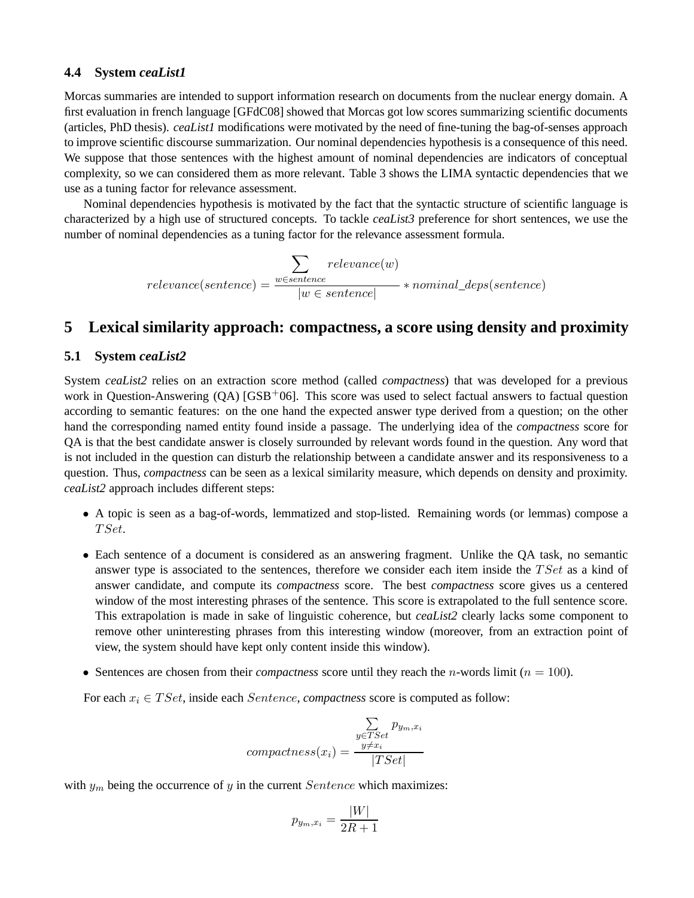### 4.4 System *ceaList1*

Morcas summaries are intended to support information research on documents from the nuclear energy domain. A first evaluation in french language [GFdC08] showed that Morcas got low scores summarizing scientific documents (articles, PhD thesis). *ceaList1* modifications were motivated by the need of fine-tuning the bag-of-senses approach to improve scientific discourse summarization. Our nominal dependencies hypothesis is a consequence of this need. We suppose that those sentences with the highest amount of nominal dependencies are indicators of conceptual complexity, so we can considered them as more relevant. Table 3 shows the LIMA syntactic dependencies that we use as a tuning factor for relevance assessment.

Nominal dependencies hypothesis is motivated by the fact that the syntactic structure of scientific language is characterized by a high use of structured concepts. To tackle *ceaList3* preference for short sentences, we use the number of nominal dependencies as a tuning factor for the relevance assessment formula.

$$relevance(sentence) = \frac{\sum\limits_{w \in sentence} relevance(w)}{|w \in sentence|} * nominal\_deps(sentence)$$

## 5 Lexical similarity approach: compactness, a score using density and proximity

### 5.1 System *ceaList2*

System *ceaList2* relies on an extraction score method (called *compactness*) that was developed for a previous work in Question-Answering (QA) [GSB+06]. This score was used to select factual answers to factual question according to semantic features: on the one hand the expected answer type derived from a question; on the other hand the corresponding named entity found inside a passage. The underlying idea of the *compactness* score for QA is that the best candidate answer is closely surrounded by relevant words found in the question. Any word that is not included in the question can disturb the relationship between a candidate answer and its responsiveness to a question. Thus, *compactness* can be seen as a lexical similarity measure, which depends on density and proximity. *ceaList2* approach includes different steps:

- A topic is seen as a bag-of-words, lemmatized and stop-listed. Remaining words (or lemmas) compose a $TSet$.
- Each sentence of a document is considered as an answering fragment. Unlike the QA task, no semantic answer type is associated to the sentences, therefore we consider each item inside the $TSet$ as a kind of answer candidate, and compute its *compactness* score. The best *compactness* score gives us a centered window of the most interesting phrases of the sentence. This score is extrapolated to the full sentence score. This extrapolation is made in sake of linguistic coherence, but *ceaList2* clearly lacks some component to remove other uninteresting phrases from this interesting window (moreover, from an extraction point of view, the system should have kept only content inside this window).
- Sentences are chosen from their *compactness* score until they reach the $n$-words limit ($n = 100$).

For each $x_i \in TSet$, inside each $Sentence$, *compactness* score is computed as follow:

$$compactness(x_i) = \frac{\sum\limits_{\substack{y \in TSet \\ y \neq x_i}} p_{y_m,x_i}}{|TSet|}$$

with $y_m$ being the occurrence of $y$ in the current $Sentence$ which maximizes:

$$p_{y_m,x_i} = \frac{|W|}{2R+1}$$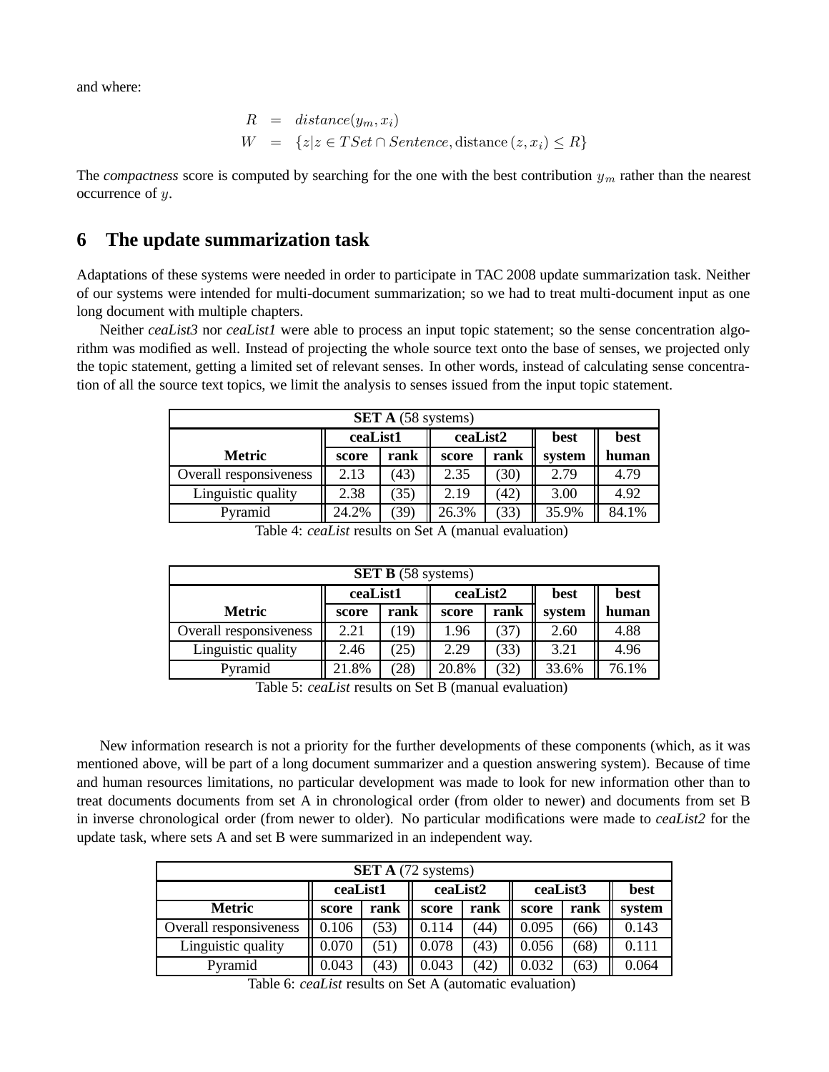and where:

$$
\begin{aligned}
R &= distance(y_m, x_i) \\
W &= \{z | z \in TSet \cap Sentence, \text{distance}(z, x_i) \leq R\}
\end{aligned}
$$

The *compactness* score is computed by searching for the one with the best contribution $y_m$ rather than the nearest occurrence of $y$.

## 6 The update summarization task

Adaptations of these systems were needed in order to participate in TAC 2008 update summarization task. Neither of our systems were intended for multi-document summarization; so we had to treat multi-document input as one long document with multiple chapters.

Neither *ceaList3* nor *ceaList1* were able to process an input topic statement; so the sense concentration algorithm was modified as well. Instead of projecting the whole source text onto the base of senses, we projected only the topic statement, getting a limited set of relevant senses. In other words, instead of calculating sense concentration of all the source text topics, we limit the analysis to senses issued from the input topic statement.

| **SET A** (58 systems) | | | | | | |
|---|---|---|---|---|---|---|
| | **ceaList1** | | **ceaList2** | | **best** | **best** |
| **Metric** | **score** | **rank** | **score** | **rank** | **system** | **human** |
| Overall responsiveness | 2.13 | (43) | 2.35 | (30) | 2.79 | 4.79 |
| Linguistic quality | 2.38 | (35) | 2.19 | (42) | 3.00 | 4.92 |
| Pyramid | 24.2% | (39) | 26.3% | (33) | 35.9% | 84.1% |

Table 4: *ceaList* results on Set A (manual evaluation)

| **SET B** (58 systems) | | | | | | |
|---|---|---|---|---|---|---|
| | **ceaList1** | | **ceaList2** | | **best** | **best** |
| **Metric** | **score** | **rank** | **score** | **rank** | **system** | **human** |
| Overall responsiveness | 2.21 | (19) | 1.96 | (37) | 2.60 | 4.88 |
| Linguistic quality | 2.46 | (25) | 2.29 | (33) | 3.21 | 4.96 |
| Pyramid | 21.8% | (28) | 20.8% | (32) | 33.6% | 76.1% |

Table 5: *ceaList* results on Set B (manual evaluation)

New information research is not a priority for the further developments of these components (which, as it was mentioned above, will be part of a long document summarizer and a question answering system). Because of time and human resources limitations, no particular development was made to look for new information other than to treat documents documents from set A in chronological order (from older to newer) and documents from set B in inverse chronological order (from newer to older). No particular modifications were made to *ceaList2* for the update task, where sets A and set B were summarized in an independent way.

| **SET A** (72 systems) | | | | | | | |
|---|---|---|---|---|---|---|---|
| | **ceaList1** | | **ceaList2** | | **ceaList3** | | **best** |
| **Metric** | **score** | **rank** | **score** | **rank** | **score** | **rank** | **system** |
| Overall responsiveness | 0.106 | (53) | 0.114 | (44) | 0.095 | (66) | 0.143 |
| Linguistic quality | 0.070 | (51) | 0.078 | (43) | 0.056 | (68) | 0.111 |
| Pyramid | 0.043 | (43) | 0.043 | (42) | 0.032 | (63) | 0.064 |

Table 6: *ceaList* results on Set A (automatic evaluation)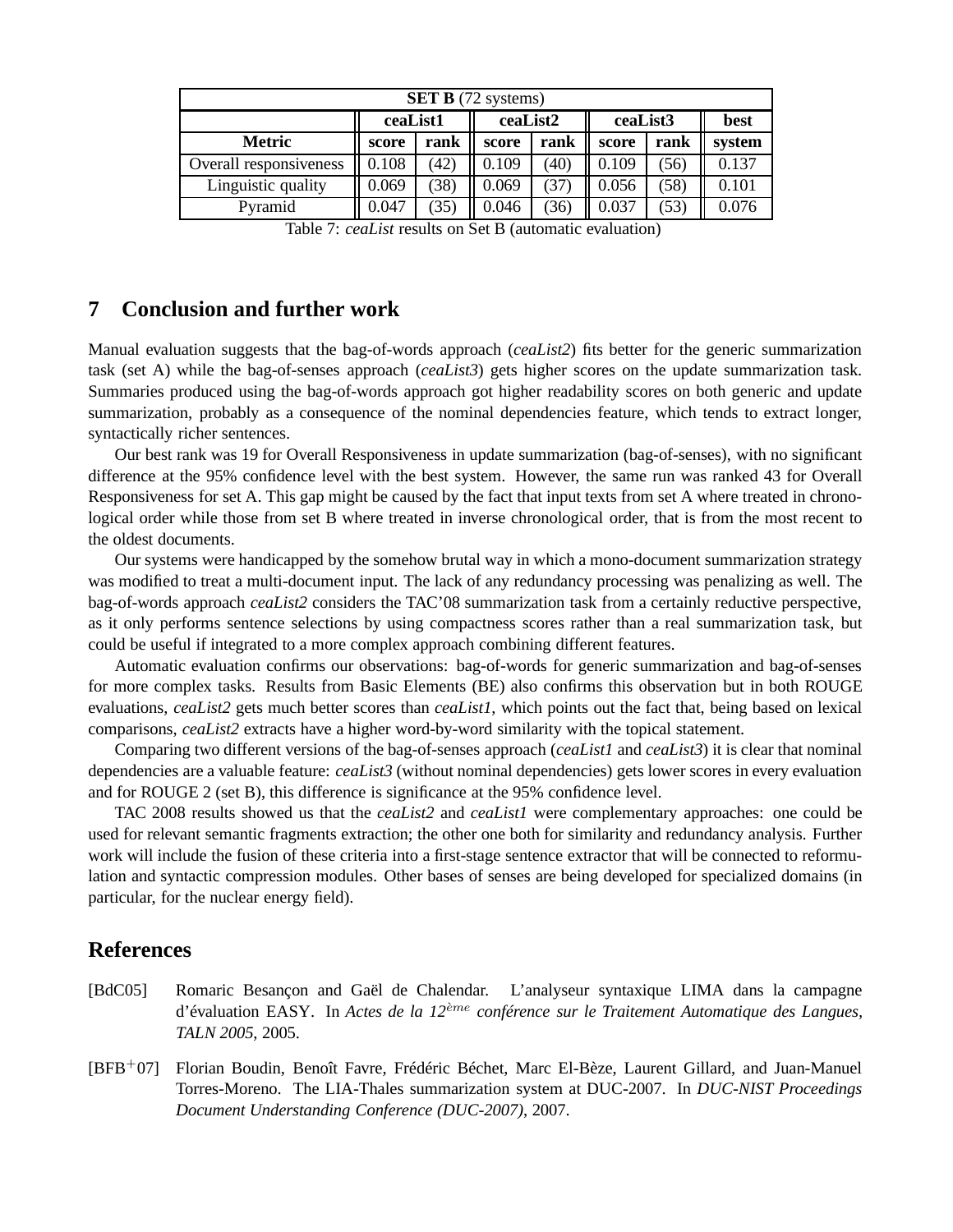| **SET B** (72 systems) | | | | | | | |
|---|---|---|---|---|---|---|---|
| | **ceaList1** | | **ceaList2** | | **ceaList3** | | **best** |
| **Metric** | **score** | **rank** | **score** | **rank** | **score** | **rank** | **system** |
| Overall responsiveness | 0.108 | (42) | 0.109 | (40) | 0.109 | (56) | 0.137 |
| Linguistic quality | 0.069 | (38) | 0.069 | (37) | 0.056 | (58) | 0.101 |
| Pyramid | 0.047 | (35) | 0.046 | (36) | 0.037 | (53) | 0.076 |

Table 7: *ceaList* results on Set B (automatic evaluation)

## 7 Conclusion and further work

Manual evaluation suggests that the bag-of-words approach (*ceaList2*) fits better for the generic summarization task (set A) while the bag-of-senses approach (*ceaList3*) gets higher scores on the update summarization task. Summaries produced using the bag-of-words approach got higher readability scores on both generic and update summarization, probably as a consequence of the nominal dependencies feature, which tends to extract longer, syntactically richer sentences.

Our best rank was 19 for Overall Responsiveness in update summarization (bag-of-senses), with no significant difference at the 95% confidence level with the best system. However, the same run was ranked 43 for Overall Responsiveness for set A. This gap might be caused by the fact that input texts from set A where treated in chronological order while those from set B where treated in inverse chronological order, that is from the most recent to the oldest documents.

Our systems were handicapped by the somehow brutal way in which a mono-document summarization strategy was modified to treat a multi-document input. The lack of any redundancy processing was penalizing as well. The bag-of-words approach *ceaList2* considers the TAC'08 summarization task from a certainly reductive perspective, as it only performs sentence selections by using compactness scores rather than a real summarization task, but could be useful if integrated to a more complex approach combining different features.

Automatic evaluation confirms our observations: bag-of-words for generic summarization and bag-of-senses for more complex tasks. Results from Basic Elements (BE) also confirms this observation but in both ROUGE evaluations, *ceaList2* gets much better scores than *ceaList1*, which points out the fact that, being based on lexical comparisons, *ceaList2* extracts have a higher word-by-word similarity with the topical statement.

Comparing two different versions of the bag-of-senses approach (*ceaList1* and *ceaList3*) it is clear that nominal dependencies are a valuable feature: *ceaList3* (without nominal dependencies) gets lower scores in every evaluation and for ROUGE 2 (set B), this difference is significance at the 95% confidence level.

TAC 2008 results showed us that the *ceaList2* and *ceaList1* were complementary approaches: one could be used for relevant semantic fragments extraction; the other one both for similarity and redundancy analysis. Further work will include the fusion of these criteria into a first-stage sentence extractor that will be connected to reformulation and syntactic compression modules. Other bases of senses are being developed for specialized domains (in particular, for the nuclear energy field).

## References

[BdC05] Romaric Besançon and Gaël de Chalendar. L'analyseur syntaxique LIMA dans la campagne d'évaluation EASY. In *Actes de la 12$^{ème}$ conférence sur le Traitement Automatique des Langues, TALN 2005*, 2005.

[BFB+07] Florian Boudin, Benoît Favre, Frédéric Béchet, Marc El-Bèze, Laurent Gillard, and Juan-Manuel Torres-Moreno. The LIA-Thales summarization system at DUC-2007. In *DUC-NIST Proceedings Document Understanding Conference (DUC-2007)*, 2007.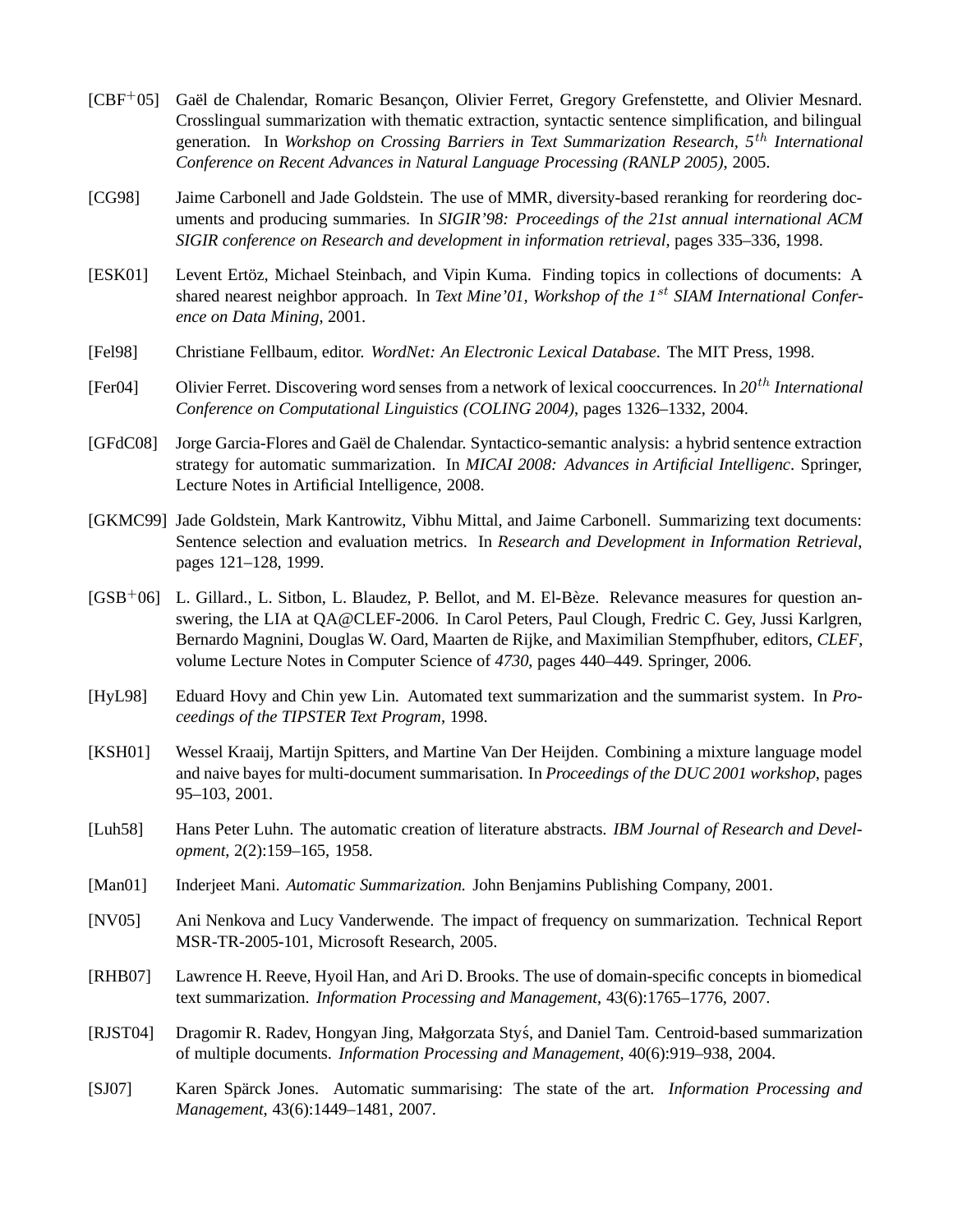[CBF+05] Gaël de Chalendar, Romaric Besançon, Olivier Ferret, Gregory Grefenstette, and Olivier Mesnard. Crosslingual summarization with thematic extraction, syntactic sentence simplification, and bilingual generation. In *Workshop on Crossing Barriers in Text Summarization Research, 5$^{th}$ International Conference on Recent Advances in Natural Language Processing (RANLP 2005)*, 2005.

[CG98] Jaime Carbonell and Jade Goldstein. The use of MMR, diversity-based reranking for reordering documents and producing summaries. In *SIGIR'98: Proceedings of the 21st annual international ACM SIGIR conference on Research and development in information retrieval*, pages 335–336, 1998.

[ESK01] Levent Ertöz, Michael Steinbach, and Vipin Kuma. Finding topics in collections of documents: A shared nearest neighbor approach. In *Text Mine'01, Workshop of the 1$^{st}$ SIAM International Conference on Data Mining*, 2001.

[Fel98] Christiane Fellbaum, editor. *WordNet: An Electronic Lexical Database*. The MIT Press, 1998.

[Fer04] Olivier Ferret. Discovering word senses from a network of lexical cooccurrences. In *20$^{th}$ International Conference on Computational Linguistics (COLING 2004)*, pages 1326–1332, 2004.

[GFdC08] Jorge Garcia-Flores and Gaël de Chalendar. Syntactico-semantic analysis: a hybrid sentence extraction strategy for automatic summarization. In *MICAI 2008: Advances in Artificial Intelligenc*. Springer, Lecture Notes in Artificial Intelligence, 2008.

[GKMC99] Jade Goldstein, Mark Kantrowitz, Vibhu Mittal, and Jaime Carbonell. Summarizing text documents: Sentence selection and evaluation metrics. In *Research and Development in Information Retrieval*, pages 121–128, 1999.

[GSB+06] L. Gillard., L. Sitbon, L. Blaudez, P. Bellot, and M. El-Bèze. Relevance measures for question answering, the LIA at QA@CLEF-2006. In Carol Peters, Paul Clough, Fredric C. Gey, Jussi Karlgren, Bernardo Magnini, Douglas W. Oard, Maarten de Rijke, and Maximilian Stempfhuber, editors, *CLEF*, volume Lecture Notes in Computer Science of *4730*, pages 440–449. Springer, 2006.

[HyL98] Eduard Hovy and Chin yew Lin. Automated text summarization and the summarist system. In *Proceedings of the TIPSTER Text Program*, 1998.

[KSH01] Wessel Kraaij, Martijn Spitters, and Martine Van Der Heijden. Combining a mixture language model and naive bayes for multi-document summarisation. In *Proceedings of the DUC 2001 workshop*, pages 95–103, 2001.

[Luh58] Hans Peter Luhn. The automatic creation of literature abstracts. *IBM Journal of Research and Development*, 2(2):159–165, 1958.

[Man01] Inderjeet Mani. *Automatic Summarization.* John Benjamins Publishing Company, 2001.

[NV05] Ani Nenkova and Lucy Vanderwende. The impact of frequency on summarization. Technical Report MSR-TR-2005-101, Microsoft Research, 2005.

[RHB07] Lawrence H. Reeve, Hyoil Han, and Ari D. Brooks. The use of domain-specific concepts in biomedical text summarization. *Information Processing and Management*, 43(6):1765–1776, 2007.

[RJST04] Dragomir R. Radev, Hongyan Jing, Małgorzata Styś, and Daniel Tam. Centroid-based summarization of multiple documents. *Information Processing and Management*, 40(6):919–938, 2004.

[SJ07] Karen Spärck Jones. Automatic summarising: The state of the art. *Information Processing and Management*, 43(6):1449–1481, 2007.